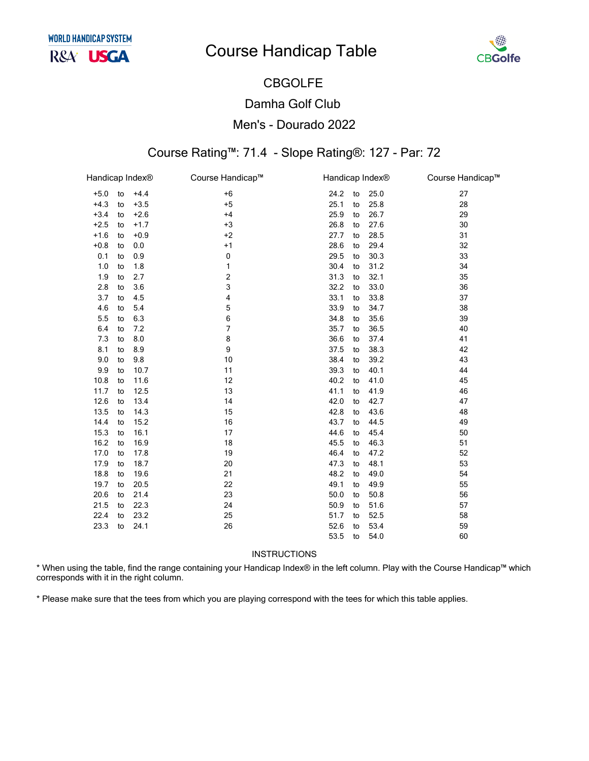WORLD HANDICAP SYSTEM

R&A USGA

# Course Handicap Table

CBGolfe

## CBGOLFE

## Damha Golf Club

## Men's - Dourado 2022

### Course Rating™: 71.4 - Slope Rating®: 127 - Par: 72

| Handicap Index® | | | Course Handicap™ | Handicap Index® | | | Course Handicap™ |
|---|---|---|---|---|---|---|---|
| +5.0 | to | +4.4 | +6 | 24.2 | to | 25.0 | 27 |
| +4.3 | to | +3.5 | +5 | 25.1 | to | 25.8 | 28 |
| +3.4 | to | +2.6 | +4 | 25.9 | to | 26.7 | 29 |
| +2.5 | to | +1.7 | +3 | 26.8 | to | 27.6 | 30 |
| +1.6 | to | +0.9 | +2 | 27.7 | to | 28.5 | 31 |
| +0.8 | to | 0.0 | +1 | 28.6 | to | 29.4 | 32 |
| 0.1 | to | 0.9 | 0 | 29.5 | to | 30.3 | 33 |
| 1.0 | to | 1.8 | 1 | 30.4 | to | 31.2 | 34 |
| 1.9 | to | 2.7 | 2 | 31.3 | to | 32.1 | 35 |
| 2.8 | to | 3.6 | 3 | 32.2 | to | 33.0 | 36 |
| 3.7 | to | 4.5 | 4 | 33.1 | to | 33.8 | 37 |
| 4.6 | to | 5.4 | 5 | 33.9 | to | 34.7 | 38 |
| 5.5 | to | 6.3 | 6 | 34.8 | to | 35.6 | 39 |
| 6.4 | to | 7.2 | 7 | 35.7 | to | 36.5 | 40 |
| 7.3 | to | 8.0 | 8 | 36.6 | to | 37.4 | 41 |
| 8.1 | to | 8.9 | 9 | 37.5 | to | 38.3 | 42 |
| 9.0 | to | 9.8 | 10 | 38.4 | to | 39.2 | 43 |
| 9.9 | to | 10.7 | 11 | 39.3 | to | 40.1 | 44 |
| 10.8 | to | 11.6 | 12 | 40.2 | to | 41.0 | 45 |
| 11.7 | to | 12.5 | 13 | 41.1 | to | 41.9 | 46 |
| 12.6 | to | 13.4 | 14 | 42.0 | to | 42.7 | 47 |
| 13.5 | to | 14.3 | 15 | 42.8 | to | 43.6 | 48 |
| 14.4 | to | 15.2 | 16 | 43.7 | to | 44.5 | 49 |
| 15.3 | to | 16.1 | 17 | 44.6 | to | 45.4 | 50 |
| 16.2 | to | 16.9 | 18 | 45.5 | to | 46.3 | 51 |
| 17.0 | to | 17.8 | 19 | 46.4 | to | 47.2 | 52 |
| 17.9 | to | 18.7 | 20 | 47.3 | to | 48.1 | 53 |
| 18.8 | to | 19.6 | 21 | 48.2 | to | 49.0 | 54 |
| 19.7 | to | 20.5 | 22 | 49.1 | to | 49.9 | 55 |
| 20.6 | to | 21.4 | 23 | 50.0 | to | 50.8 | 56 |
| 21.5 | to | 22.3 | 24 | 50.9 | to | 51.6 | 57 |
| 22.4 | to | 23.2 | 25 | 51.7 | to | 52.5 | 58 |
| 23.3 | to | 24.1 | 26 | 52.6 | to | 53.4 | 59 |
| | | | | 53.5 | to | 54.0 | 60 |

INSTRUCTIONS

* When using the table, find the range containing your Handicap Index® in the left column. Play with the Course Handicap™ which corresponds with it in the right column.

* Please make sure that the tees from which you are playing correspond with the tees for which this table applies.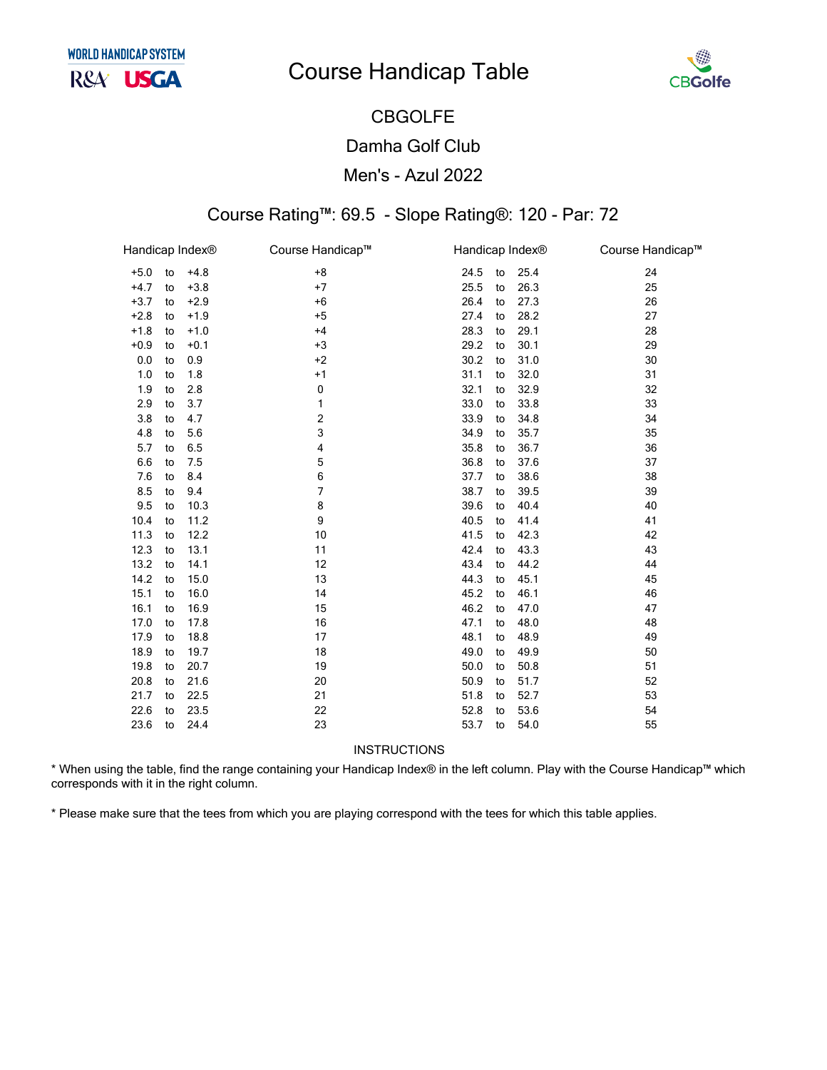WORLD HANDICAP SYSTEM

R&A USGA

# Course Handicap Table

CBGolfe

## CBGOLFE

## Damha Golf Club

## Men's - Azul 2022

### Course Rating™: 69.5 - Slope Rating®: 120 - Par: 72

| Handicap Index® | Course Handicap™ | Handicap Index® | Course Handicap™ |
|---|---|---|---|
| +5.0 to +4.8 | +8 | 24.5 to 25.4 | 24 |
| +4.7 to +3.8 | +7 | 25.5 to 26.3 | 25 |
| +3.7 to +2.9 | +6 | 26.4 to 27.3 | 26 |
| +2.8 to +1.9 | +5 | 27.4 to 28.2 | 27 |
| +1.8 to +1.0 | +4 | 28.3 to 29.1 | 28 |
| +0.9 to +0.1 | +3 | 29.2 to 30.1 | 29 |
| 0.0 to 0.9 | +2 | 30.2 to 31.0 | 30 |
| 1.0 to 1.8 | +1 | 31.1 to 32.0 | 31 |
| 1.9 to 2.8 | 0 | 32.1 to 32.9 | 32 |
| 2.9 to 3.7 | 1 | 33.0 to 33.8 | 33 |
| 3.8 to 4.7 | 2 | 33.9 to 34.8 | 34 |
| 4.8 to 5.6 | 3 | 34.9 to 35.7 | 35 |
| 5.7 to 6.5 | 4 | 35.8 to 36.7 | 36 |
| 6.6 to 7.5 | 5 | 36.8 to 37.6 | 37 |
| 7.6 to 8.4 | 6 | 37.7 to 38.6 | 38 |
| 8.5 to 9.4 | 7 | 38.7 to 39.5 | 39 |
| 9.5 to 10.3 | 8 | 39.6 to 40.4 | 40 |
| 10.4 to 11.2 | 9 | 40.5 to 41.4 | 41 |
| 11.3 to 12.2 | 10 | 41.5 to 42.3 | 42 |
| 12.3 to 13.1 | 11 | 42.4 to 43.3 | 43 |
| 13.2 to 14.1 | 12 | 43.4 to 44.2 | 44 |
| 14.2 to 15.0 | 13 | 44.3 to 45.1 | 45 |
| 15.1 to 16.0 | 14 | 45.2 to 46.1 | 46 |
| 16.1 to 16.9 | 15 | 46.2 to 47.0 | 47 |
| 17.0 to 17.8 | 16 | 47.1 to 48.0 | 48 |
| 17.9 to 18.8 | 17 | 48.1 to 48.9 | 49 |
| 18.9 to 19.7 | 18 | 49.0 to 49.9 | 50 |
| 19.8 to 20.7 | 19 | 50.0 to 50.8 | 51 |
| 20.8 to 21.6 | 20 | 50.9 to 51.7 | 52 |
| 21.7 to 22.5 | 21 | 51.8 to 52.7 | 53 |
| 22.6 to 23.5 | 22 | 52.8 to 53.6 | 54 |
| 23.6 to 24.4 | 23 | 53.7 to 54.0 | 55 |

INSTRUCTIONS

* When using the table, find the range containing your Handicap Index® in the left column. Play with the Course Handicap™ which corresponds with it in the right column.

* Please make sure that the tees from which you are playing correspond with the tees for which this table applies.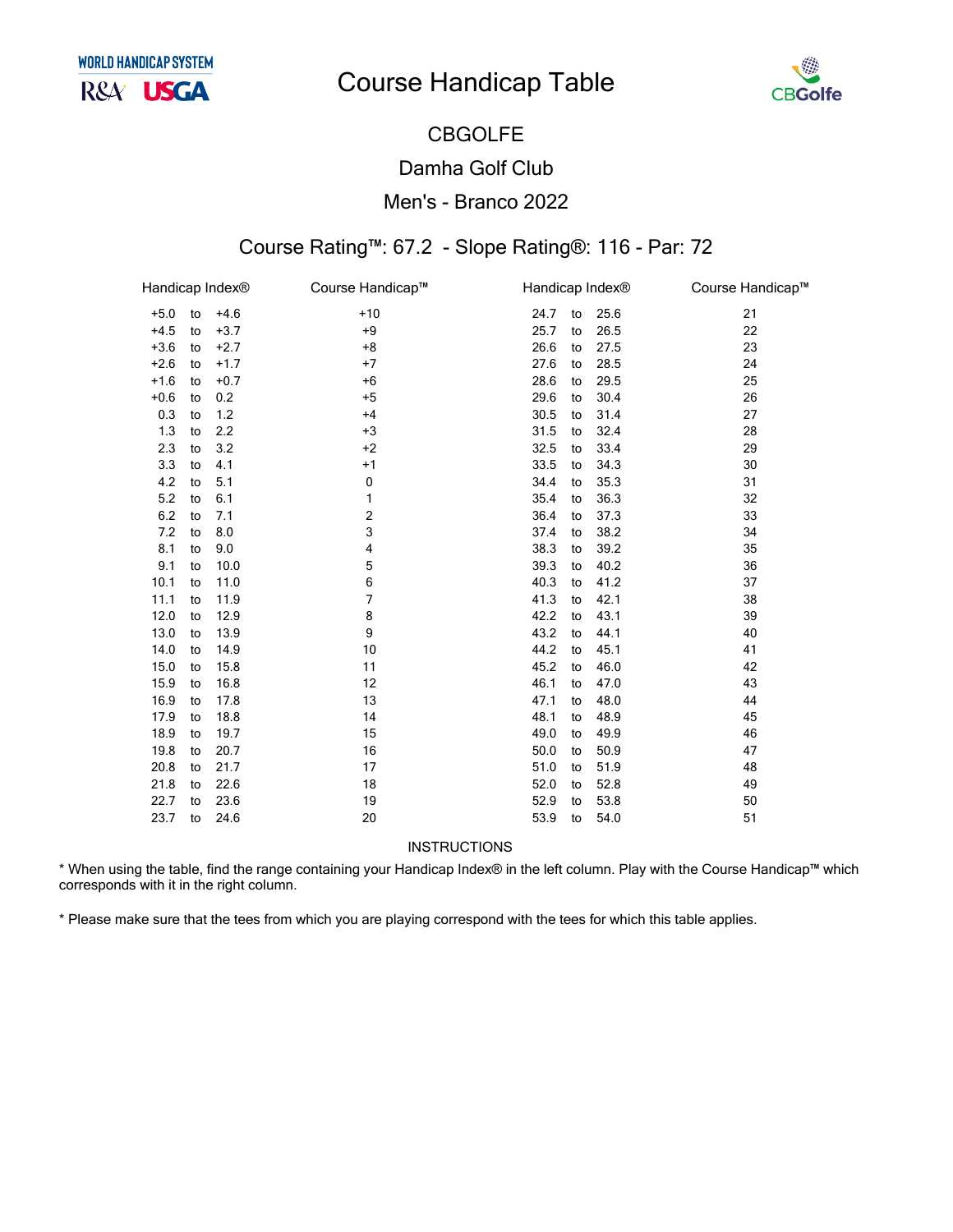WORLD HANDICAP SYSTEM

R&A USGA

# Course Handicap Table

CBGolfe

## CBGOLFE

## Damha Golf Club

## Men's - Branco 2022

### Course Rating™: 67.2 - Slope Rating®: 116 - Par: 72

| Handicap Index® | | | Course Handicap™ | Handicap Index® | | | Course Handicap™ |
|---|---|---|---|---|---|---|---|
| +5.0 | to | +4.6 | +10 | 24.7 | to | 25.6 | 21 |
| +4.5 | to | +3.7 | +9 | 25.7 | to | 26.5 | 22 |
| +3.6 | to | +2.7 | +8 | 26.6 | to | 27.5 | 23 |
| +2.6 | to | +1.7 | +7 | 27.6 | to | 28.5 | 24 |
| +1.6 | to | +0.7 | +6 | 28.6 | to | 29.5 | 25 |
| +0.6 | to | 0.2 | +5 | 29.6 | to | 30.4 | 26 |
| 0.3 | to | 1.2 | +4 | 30.5 | to | 31.4 | 27 |
| 1.3 | to | 2.2 | +3 | 31.5 | to | 32.4 | 28 |
| 2.3 | to | 3.2 | +2 | 32.5 | to | 33.4 | 29 |
| 3.3 | to | 4.1 | +1 | 33.5 | to | 34.3 | 30 |
| 4.2 | to | 5.1 | 0 | 34.4 | to | 35.3 | 31 |
| 5.2 | to | 6.1 | 1 | 35.4 | to | 36.3 | 32 |
| 6.2 | to | 7.1 | 2 | 36.4 | to | 37.3 | 33 |
| 7.2 | to | 8.0 | 3 | 37.4 | to | 38.2 | 34 |
| 8.1 | to | 9.0 | 4 | 38.3 | to | 39.2 | 35 |
| 9.1 | to | 10.0 | 5 | 39.3 | to | 40.2 | 36 |
| 10.1 | to | 11.0 | 6 | 40.3 | to | 41.2 | 37 |
| 11.1 | to | 11.9 | 7 | 41.3 | to | 42.1 | 38 |
| 12.0 | to | 12.9 | 8 | 42.2 | to | 43.1 | 39 |
| 13.0 | to | 13.9 | 9 | 43.2 | to | 44.1 | 40 |
| 14.0 | to | 14.9 | 10 | 44.2 | to | 45.1 | 41 |
| 15.0 | to | 15.8 | 11 | 45.2 | to | 46.0 | 42 |
| 15.9 | to | 16.8 | 12 | 46.1 | to | 47.0 | 43 |
| 16.9 | to | 17.8 | 13 | 47.1 | to | 48.0 | 44 |
| 17.9 | to | 18.8 | 14 | 48.1 | to | 48.9 | 45 |
| 18.9 | to | 19.7 | 15 | 49.0 | to | 49.9 | 46 |
| 19.8 | to | 20.7 | 16 | 50.0 | to | 50.9 | 47 |
| 20.8 | to | 21.7 | 17 | 51.0 | to | 51.9 | 48 |
| 21.8 | to | 22.6 | 18 | 52.0 | to | 52.8 | 49 |
| 22.7 | to | 23.6 | 19 | 52.9 | to | 53.8 | 50 |
| 23.7 | to | 24.6 | 20 | 53.9 | to | 54.0 | 51 |

INSTRUCTIONS

* When using the table, find the range containing your Handicap Index® in the left column. Play with the Course Handicap™ which corresponds with it in the right column.

* Please make sure that the tees from which you are playing correspond with the tees for which this table applies.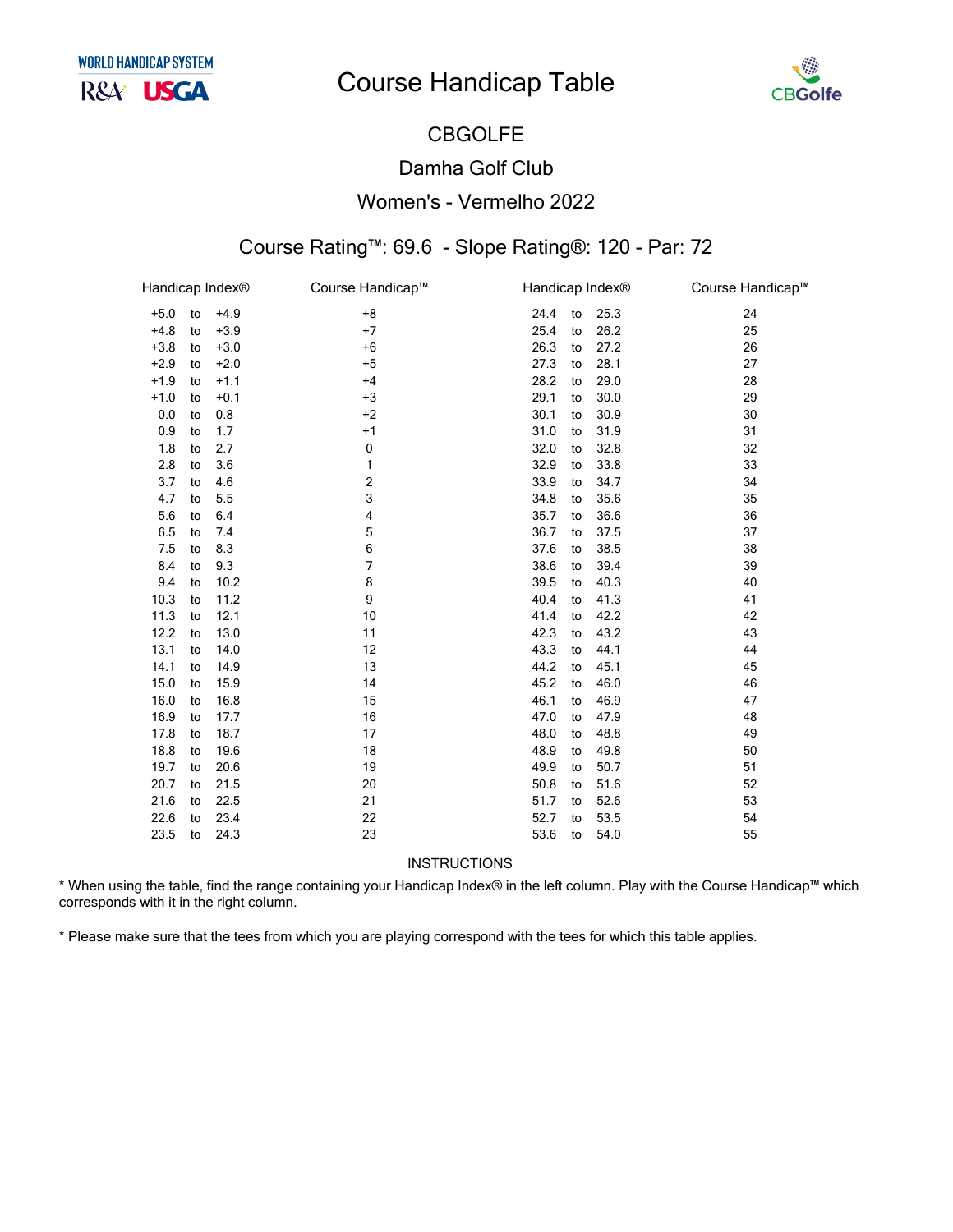WORLD HANDICAP SYSTEM

R&A USGA

# Course Handicap Table

CBGolfe

## CBGOLFE

## Damha Golf Club

## Women's - Vermelho 2022

### Course Rating™: 69.6 - Slope Rating®: 120 - Par: 72

| Handicap Index® | | | Course Handicap™ | Handicap Index® | | | Course Handicap™ |
|---|---|---|---|---|---|---|---|
| +5.0 | to | +4.9 | +8 | 24.4 | to | 25.3 | 24 |
| +4.8 | to | +3.9 | +7 | 25.4 | to | 26.2 | 25 |
| +3.8 | to | +3.0 | +6 | 26.3 | to | 27.2 | 26 |
| +2.9 | to | +2.0 | +5 | 27.3 | to | 28.1 | 27 |
| +1.9 | to | +1.1 | +4 | 28.2 | to | 29.0 | 28 |
| +1.0 | to | +0.1 | +3 | 29.1 | to | 30.0 | 29 |
| 0.0 | to | 0.8 | +2 | 30.1 | to | 30.9 | 30 |
| 0.9 | to | 1.7 | +1 | 31.0 | to | 31.9 | 31 |
| 1.8 | to | 2.7 | 0 | 32.0 | to | 32.8 | 32 |
| 2.8 | to | 3.6 | 1 | 32.9 | to | 33.8 | 33 |
| 3.7 | to | 4.6 | 2 | 33.9 | to | 34.7 | 34 |
| 4.7 | to | 5.5 | 3 | 34.8 | to | 35.6 | 35 |
| 5.6 | to | 6.4 | 4 | 35.7 | to | 36.6 | 36 |
| 6.5 | to | 7.4 | 5 | 36.7 | to | 37.5 | 37 |
| 7.5 | to | 8.3 | 6 | 37.6 | to | 38.5 | 38 |
| 8.4 | to | 9.3 | 7 | 38.6 | to | 39.4 | 39 |
| 9.4 | to | 10.2 | 8 | 39.5 | to | 40.3 | 40 |
| 10.3 | to | 11.2 | 9 | 40.4 | to | 41.3 | 41 |
| 11.3 | to | 12.1 | 10 | 41.4 | to | 42.2 | 42 |
| 12.2 | to | 13.0 | 11 | 42.3 | to | 43.2 | 43 |
| 13.1 | to | 14.0 | 12 | 43.3 | to | 44.1 | 44 |
| 14.1 | to | 14.9 | 13 | 44.2 | to | 45.1 | 45 |
| 15.0 | to | 15.9 | 14 | 45.2 | to | 46.0 | 46 |
| 16.0 | to | 16.8 | 15 | 46.1 | to | 46.9 | 47 |
| 16.9 | to | 17.7 | 16 | 47.0 | to | 47.9 | 48 |
| 17.8 | to | 18.7 | 17 | 48.0 | to | 48.8 | 49 |
| 18.8 | to | 19.6 | 18 | 48.9 | to | 49.8 | 50 |
| 19.7 | to | 20.6 | 19 | 49.9 | to | 50.7 | 51 |
| 20.7 | to | 21.5 | 20 | 50.8 | to | 51.6 | 52 |
| 21.6 | to | 22.5 | 21 | 51.7 | to | 52.6 | 53 |
| 22.6 | to | 23.4 | 22 | 52.7 | to | 53.5 | 54 |
| 23.5 | to | 24.3 | 23 | 53.6 | to | 54.0 | 55 |

INSTRUCTIONS

* When using the table, find the range containing your Handicap Index® in the left column. Play with the Course Handicap™ which corresponds with it in the right column.

* Please make sure that the tees from which you are playing correspond with the tees for which this table applies.